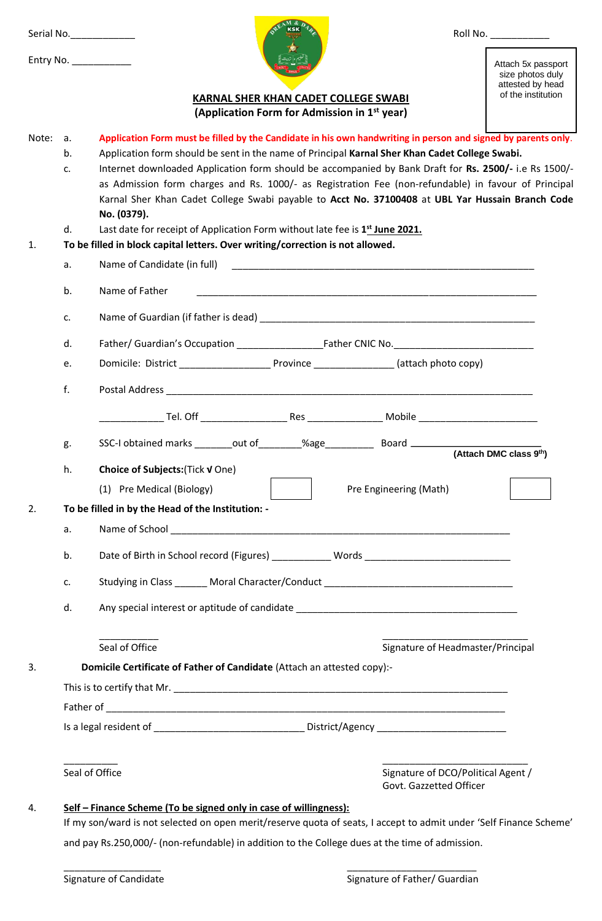Serial No.____________

Entry No. ___________

Roll No. ___________

Attach 5x passport size photos duly attested by head of the institution

## KARNAL SHER KHAN CADET COLLEGE SWABI
### (Application Form for Admission in 1st year)

Note:
- a. **Application Form must be filled by the Candidate in his own handwriting in person and signed by parents only**.
- b. Application form should be sent in the name of Principal **Karnal Sher Khan Cadet College Swabi.**
- c. Internet downloaded Application form should be accompanied by Bank Draft for **Rs. 2500/-** i.e Rs 1500/- as Admission form charges and Rs. 1000/- as Registration Fee (non-refundable) in favour of Principal Karnal Sher Khan Cadet College Swabi payable to **Acct No. 37100408** at **UBL Yar Hussain Branch Code No. (0379).**
- d. Last date for receipt of Application Form without late fee is **1st June 2021.**

1. **To be filled in block capital letters. Over writing/correction is not allowed.**
   - a. Name of Candidate (in full) ____________________________________________________________
   - b. Name of Father ____________________________________________________________
   - c. Name of Guardian (if father is dead) ____________________________________________________________
   - d. Father/ Guardian's Occupation ________________Father CNIC No.__________________________
   - e. Domicile: District ________________ Province _______________ (attach photo copy)
   - f. Postal Address ____________________________________________________________

     ____________ Tel. Off ________________ Res ______________ Mobile ______________________
   - g. SSC-I obtained marks _______out of________%age_________ Board ________________________ **(Attach DMC class 9th)**
   - h. **Choice of Subjects:**(Tick √ One)

     (1) Pre Medical (Biology) [ ]     Pre Engineering (Math) [ ]

2. **To be filled in by the Head of the Institution: -**
   - a. Name of School ____________________________________________________________
   - b. Date of Birth in School record (Figures) ___________ Words ___________________________
   - c. Studying in Class ______ Moral Character/Conduct ___________________________________
   - d. Any special interest or aptitude of candidate ___________________________________________

   ___________ Seal of Office     ____________________________ Signature of Headmaster/Principal

3. **Domicile Certificate of Father of Candidate** (Attach an attested copy):-

   This is to certify that Mr. ____________________________________________________________

   Father of ____________________________________________________________

   Is a legal resident of ____________________________ District/Agency ________________________

   __________ Seal of Office     ____________________________ Signature of DCO/Political Agent / Govt. Gazzetted Officer

4. **Self – Finance Scheme (To be signed only in case of willingness):**

   If my son/ward is not selected on open merit/reserve quota of seats, I accept to admit under 'Self Finance Scheme' and pay Rs.250,000/- (non-refundable) in addition to the College dues at the time of admission.

   __________________ Signature of Candidate     ________________________ Signature of Father/ Guardian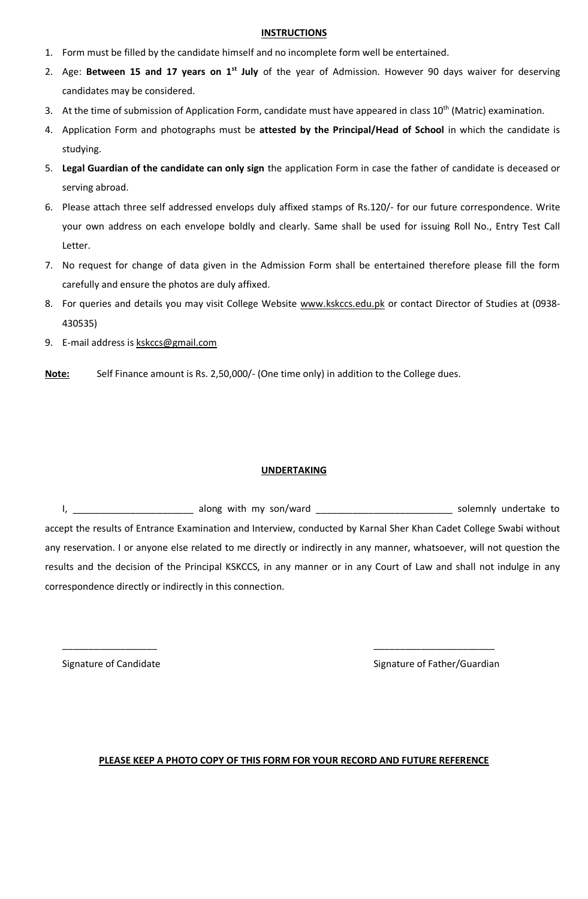## INSTRUCTIONS

1. Form must be filled by the candidate himself and no incomplete form well be entertained.
2. Age: **Between 15 and 17 years on 1st July** of the year of Admission. However 90 days waiver for deserving candidates may be considered.
3. At the time of submission of Application Form, candidate must have appeared in class 10th (Matric) examination.
4. Application Form and photographs must be **attested by the Principal/Head of School** in which the candidate is studying.
5. **Legal Guardian of the candidate can only sign** the application Form in case the father of candidate is deceased or serving abroad.
6. Please attach three self addressed envelops duly affixed stamps of Rs.120/- for our future correspondence. Write your own address on each envelope boldly and clearly. Same shall be used for issuing Roll No., Entry Test Call Letter.
7. No request for change of data given in the Admission Form shall be entertained therefore please fill the form carefully and ensure the photos are duly affixed.
8. For queries and details you may visit College Website www.kskccs.edu.pk or contact Director of Studies at (0938-430535)
9. E-mail address is kskccs@gmail.com

**Note:** Self Finance amount is Rs. 2,50,000/- (One time only) in addition to the College dues.

## UNDERTAKING

I, _______________________ along with my son/ward __________________________ solemnly undertake to accept the results of Entrance Examination and Interview, conducted by Karnal Sher Khan Cadet College Swabi without any reservation. I or anyone else related to me directly or indirectly in any manner, whatsoever, will not question the results and the decision of the Principal KSKCCS, in any manner or in any Court of Law and shall not indulge in any correspondence directly or indirectly in this connection.

__________________ Signature of Candidate

_______________________ Signature of Father/Guardian

**PLEASE KEEP A PHOTO COPY OF THIS FORM FOR YOUR RECORD AND FUTURE REFERENCE**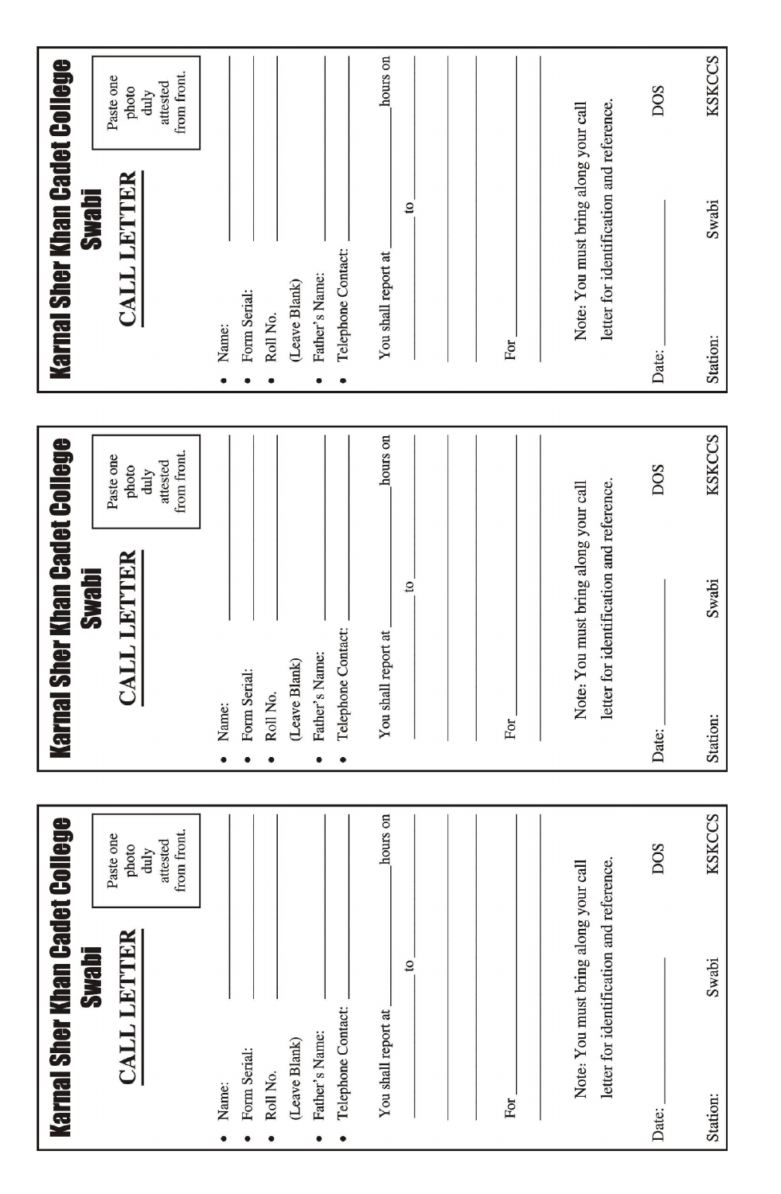# Karnal Sher Khan Cadet College Swabi

## CALL LETTER

Paste one photo duly attested from front.

- Name: ____________________
- Form Serial: ____________________
- Roll No. ____________________
  (Leave Blank)
- Father's Name: ____________________
- Telephone Contact: ____________________

You shall report at ____________ hours on ____________ to ____________

____________________

____________________

____________________

For ____________________

____________________

Note: You must bring along your call letter for identification and reference.

Date: ____________ DOS

Station: Swabi KSKCCS

---

# Karnal Sher Khan Cadet College Swabi

## CALL LETTER

Paste one photo duly attested from front.

- Name: ____________________
- Form Serial: ____________________
- Roll No. ____________________
  (Leave Blank)
- Father's Name: ____________________
- Telephone Contact: ____________________

You shall report at ____________ hours on ____________ to ____________

____________________

____________________

____________________

For ____________________

____________________

Note: You must bring along your call letter for identification and reference.

Date: ____________ DOS

Station: Swabi KSKCCS

---

# Karnal Sher Khan Cadet College Swabi

## CALL LETTER

Paste one photo duly attested from front.

- Name: ____________________
- Form Serial: ____________________
- Roll No. ____________________
  (Leave Blank)
- Father's Name: ____________________
- Telephone Contact: ____________________

You shall report at ____________ hours on ____________ to ____________

____________________

____________________

____________________

For ____________________

____________________

Note: You must bring along your call letter for identification and reference.

Date: ____________ DOS

Station: Swabi KSKCCS